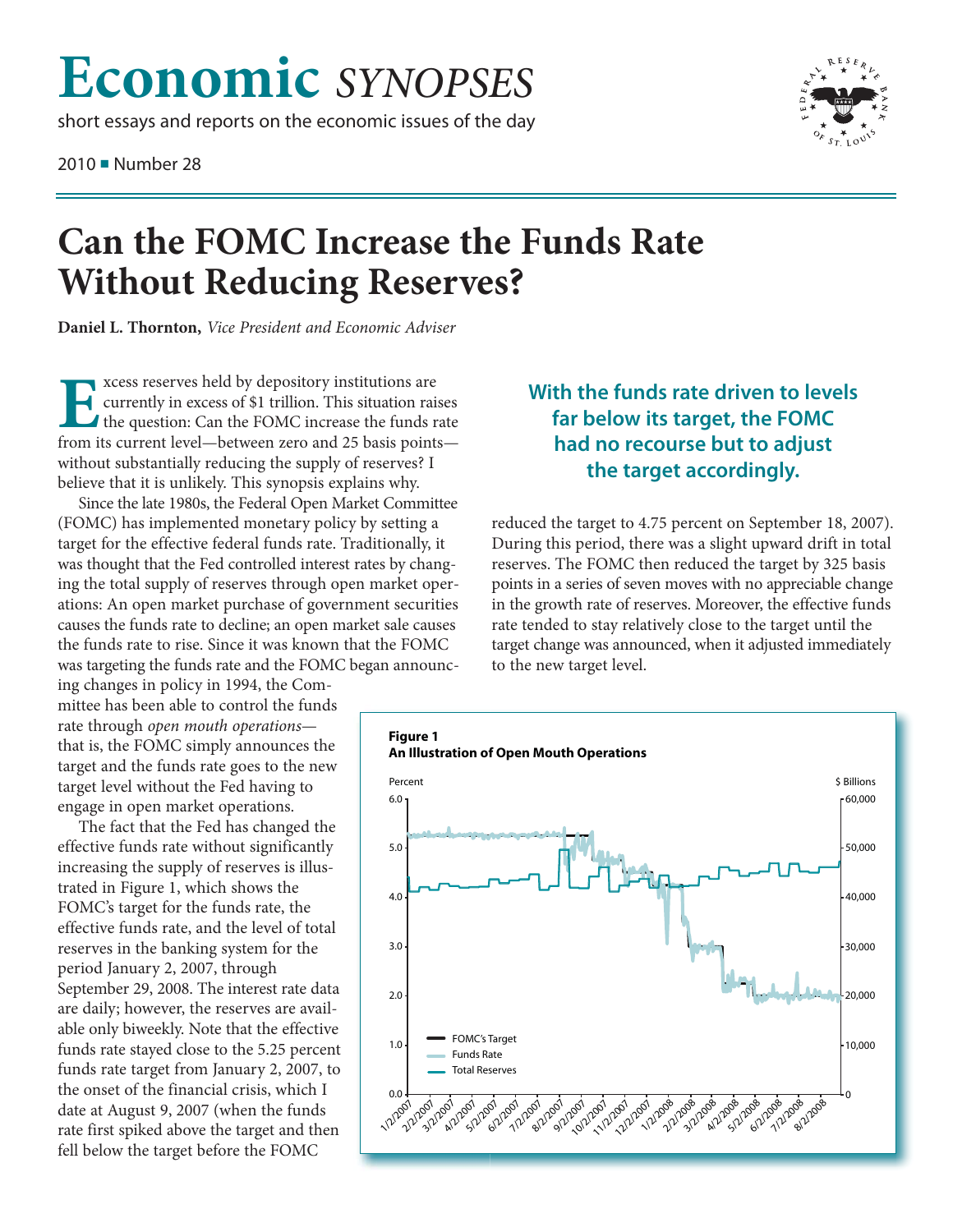# Economic *SYNOPSES*

short essays and reports on the economic issues of the day

2010 ■ Number 28

# Can the FOMC Increase the Funds Rate Without Reducing Reserves?

**Daniel L. Thornton,** *Vice President and Economic Adviser*

Excess reserves held by depository institutions are currently in excess of $1 trillion. This situation raises the question: Can the FOMC increase the funds rate from its current level—between zero and 25 basis points—without substantially reducing the supply of reserves? I believe that it is unlikely. This synopsis explains why.

Since the late 1980s, the Federal Open Market Committee (FOMC) has implemented monetary policy by setting a target for the effective federal funds rate. Traditionally, it was thought that the Fed controlled interest rates by changing the total supply of reserves through open market operations: An open market purchase of government securities causes the funds rate to decline; an open market sale causes the funds rate to rise. Since it was known that the FOMC was targeting the funds rate and the FOMC began announcing changes in policy in 1994, the Committee has been able to control the funds rate through *open mouth operations*—that is, the FOMC simply announces the target and the funds rate goes to the new target level without the Fed having to engage in open market operations.

The fact that the Fed has changed the effective funds rate without significantly increasing the supply of reserves is illustrated in Figure 1, which shows the FOMC's target for the funds rate, the effective funds rate, and the level of total reserves in the banking system for the period January 2, 2007, through September 29, 2008. The interest rate data are daily; however, the reserves are available only biweekly. Note that the effective funds rate stayed close to the 5.25 percent funds rate target from January 2, 2007, to the onset of the financial crisis, which I date at August 9, 2007 (when the funds rate first spiked above the target and then fell below the target before the FOMC reduced the target to 4.75 percent on September 18, 2007). During this period, there was a slight upward drift in total reserves. The FOMC then reduced the target by 325 basis points in a series of seven moves with no appreciable change in the growth rate of reserves. Moreover, the effective funds rate tended to stay relatively close to the target until the target change was announced, when it adjusted immediately to the new target level.

**With the funds rate driven to levels far below its target, the FOMC had no recourse but to adjust the target accordingly.**

**Figure 1**
**An Illustration of Open Mouth Operations**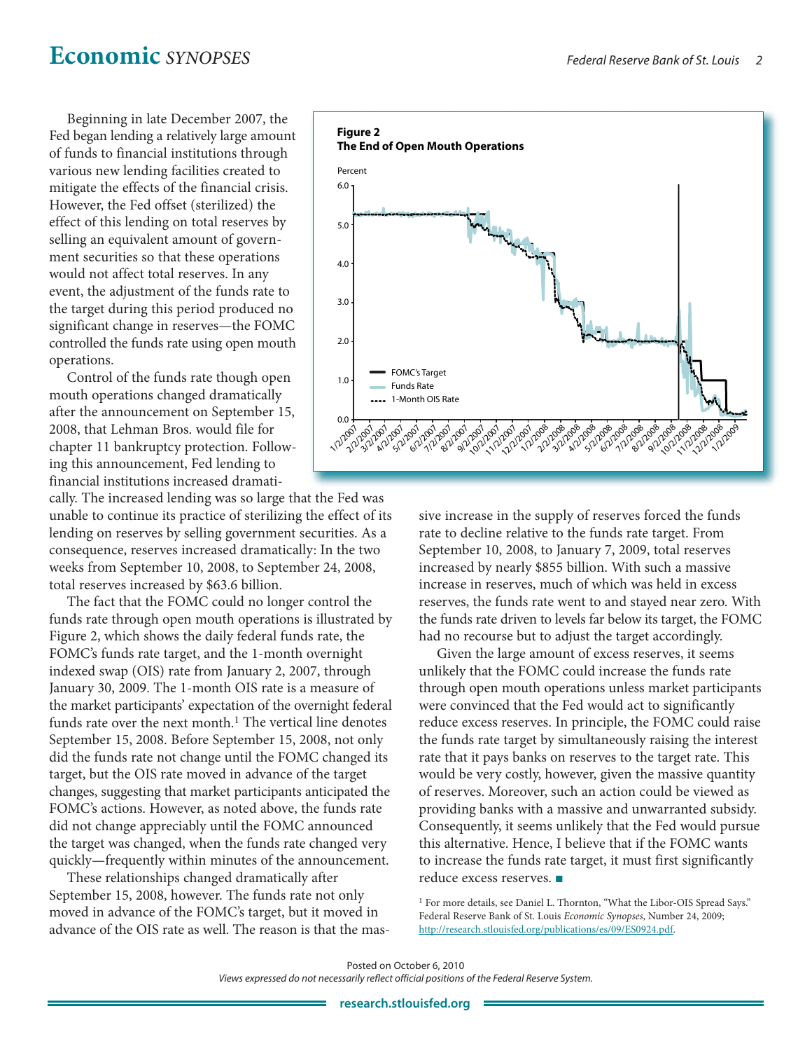Beginning in late December 2007, the Fed began lending a relatively large amount of funds to financial institutions through various new lending facilities created to mitigate the effects of the financial crisis. However, the Fed offset (sterilized) the effect of this lending on total reserves by selling an equivalent amount of government securities so that these operations would not affect total reserves. In any event, the adjustment of the funds rate to the target during this period produced no significant change in reserves—the FOMC controlled the funds rate using open mouth operations.

Control of the funds rate though open mouth operations changed dramatically after the announcement on September 15, 2008, that Lehman Bros. would file for chapter 11 bankruptcy protection. Following this announcement, Fed lending to financial institutions increased dramatically. The increased lending was so large that the Fed was unable to continue its practice of sterilizing the effect of its lending on reserves by selling government securities. As a consequence, reserves increased dramatically: In the two weeks from September 10, 2008, to September 24, 2008, total reserves increased by $63.6 billion.

The fact that the FOMC could no longer control the funds rate through open mouth operations is illustrated by Figure 2, which shows the daily federal funds rate, the FOMC's funds rate target, and the 1-month overnight indexed swap (OIS) rate from January 2, 2007, through January 30, 2009. The 1-month OIS rate is a measure of the market participants' expectation of the overnight federal funds rate over the next month.[1] The vertical line denotes September 15, 2008. Before September 15, 2008, not only did the funds rate not change until the FOMC changed its target, but the OIS rate moved in advance of the target changes, suggesting that market participants anticipated the FOMC's actions. However, as noted above, the funds rate did not change appreciably until the FOMC announced the target was changed, when the funds rate changed very quickly—frequently within minutes of the announcement.

These relationships changed dramatically after September 15, 2008, however. The funds rate not only moved in advance of the FOMC's target, but it moved in advance of the OIS rate as well. The reason is that the massive increase in the supply of reserves forced the funds rate to decline relative to the funds rate target. From September 10, 2008, to January 7, 2009, total reserves increased by nearly $855 billion. With such a massive increase in reserves, much of which was held in excess reserves, the funds rate went to and stayed near zero. With the funds rate driven to levels far below its target, the FOMC had no recourse but to adjust the target accordingly.

Given the large amount of excess reserves, it seems unlikely that the FOMC could increase the funds rate through open mouth operations unless market participants were convinced that the Fed would act to significantly reduce excess reserves. In principle, the FOMC could raise the funds rate target by simultaneously raising the interest rate that it pays banks on reserves to the target rate. This would be very costly, however, given the massive quantity of reserves. Moreover, such an action could be viewed as providing banks with a massive and unwarranted subsidy. Consequently, it seems unlikely that the Fed would pursue this alternative. Hence, I believe that if the FOMC wants to increase the funds rate target, it must first significantly reduce excess reserves. ■

**Figure 2**
**The End of Open Mouth Operations**

Percent
6.0
5.0
4.0
3.0
2.0
1.0
0.0

FOMC's Target
Funds Rate
1-Month OIS Rate

1/2/2007, 2/2/2007, 3/2/2007, 4/2/2007, 5/2/2007, 6/2/2007, 7/2/2007, 8/2/2007, 9/2/2007, 10/2/2007, 11/2/2007, 12/2/2007, 1/2/2008, 2/2/2008, 3/2/2008, 4/2/2008, 5/2/2008, 6/2/2008, 7/2/2008, 8/2/2008, 9/2/2008, 10/2/2008, 11/2/2008, 12/2/2008, 1/2/2009

[1] For more details, see Daniel L. Thornton, "What the Libor-OIS Spread Says." Federal Reserve Bank of St. Louis *Economic Synopses*, Number 24, 2009; http://research.stlouisfed.org/publications/es/09/ES0924.pdf.

Posted on October 6, 2010

*Views expressed do not necessarily reflect official positions of the Federal Reserve System.*